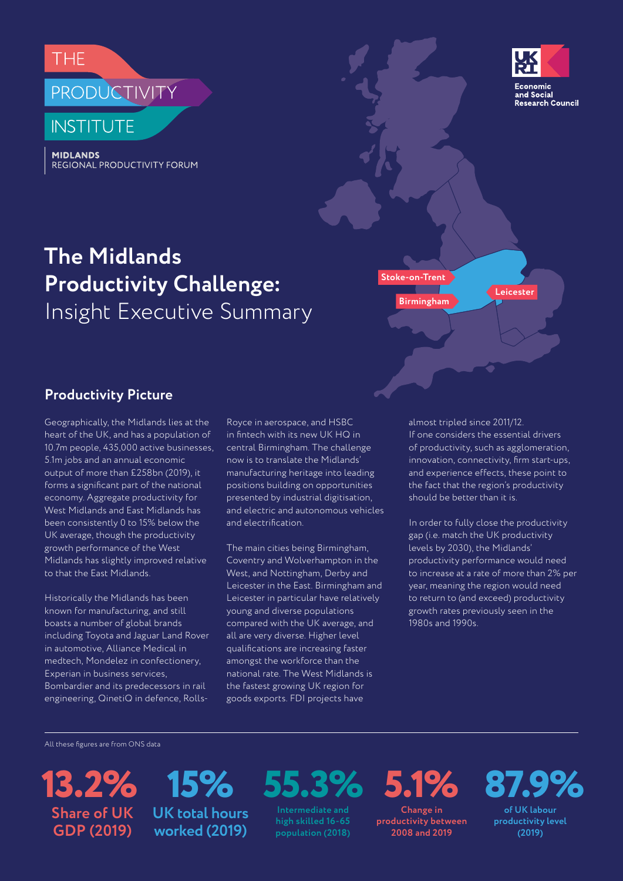THE PRODUCTIVITY INSTITUTE

**MIDLANDS**
REGIONAL PRODUCTIVITY FORUM

Economic and Social Research Council

# **The Midlands Productivity Challenge:** Insight Executive Summary

Stoke-on-Trent

Birmingham

Leicester

## Productivity Picture

Geographically, the Midlands lies at the heart of the UK, and has a population of 10.7m people, 435,000 active businesses, 5.1m jobs and an annual economic output of more than £258bn (2019), it forms a significant part of the national economy. Aggregate productivity for West Midlands and East Midlands has been consistently 0 to 15% below the UK average, though the productivity growth performance of the West Midlands has slightly improved relative to that the East Midlands.

Historically the Midlands has been known for manufacturing, and still boasts a number of global brands including Toyota and Jaguar Land Rover in automotive, Alliance Medical in medtech, Mondelez in confectionery, Experian in business services, Bombardier and its predecessors in rail engineering, QinetiQ in defence, Rolls-Royce in aerospace, and HSBC in fintech with its new UK HQ in central Birmingham. The challenge now is to translate the Midlands' manufacturing heritage into leading positions building on opportunities presented by industrial digitisation, and electric and autonomous vehicles and electrification.

The main cities being Birmingham, Coventry and Wolverhampton in the West, and Nottingham, Derby and Leicester in the East. Birmingham and Leicester in particular have relatively young and diverse populations compared with the UK average, and all are very diverse. Higher level qualifications are increasing faster amongst the workforce than the national rate. The West Midlands is the fastest growing UK region for goods exports. FDI projects have almost tripled since 2011/12.
If one considers the essential drivers of productivity, such as agglomeration, innovation, connectivity, firm start-ups, and experience effects, these point to the fact that the region's productivity should be better than it is.

In order to fully close the productivity gap (i.e. match the UK productivity levels by 2030), the Midlands' productivity performance would need to increase at a rate of more than 2% per year, meaning the region would need to return to (and exceed) productivity growth rates previously seen in the 1980s and 1990s.

All these figures are from ONS data

**13.2%** Share of UK GDP (2019)

**15%** UK total hours worked (2019)

**55.3%** Intermediate and high skilled 16-65 population (2018)

**5.1%** Change in productivity between 2008 and 2019

**87.9%** of UK labour productivity level (2019)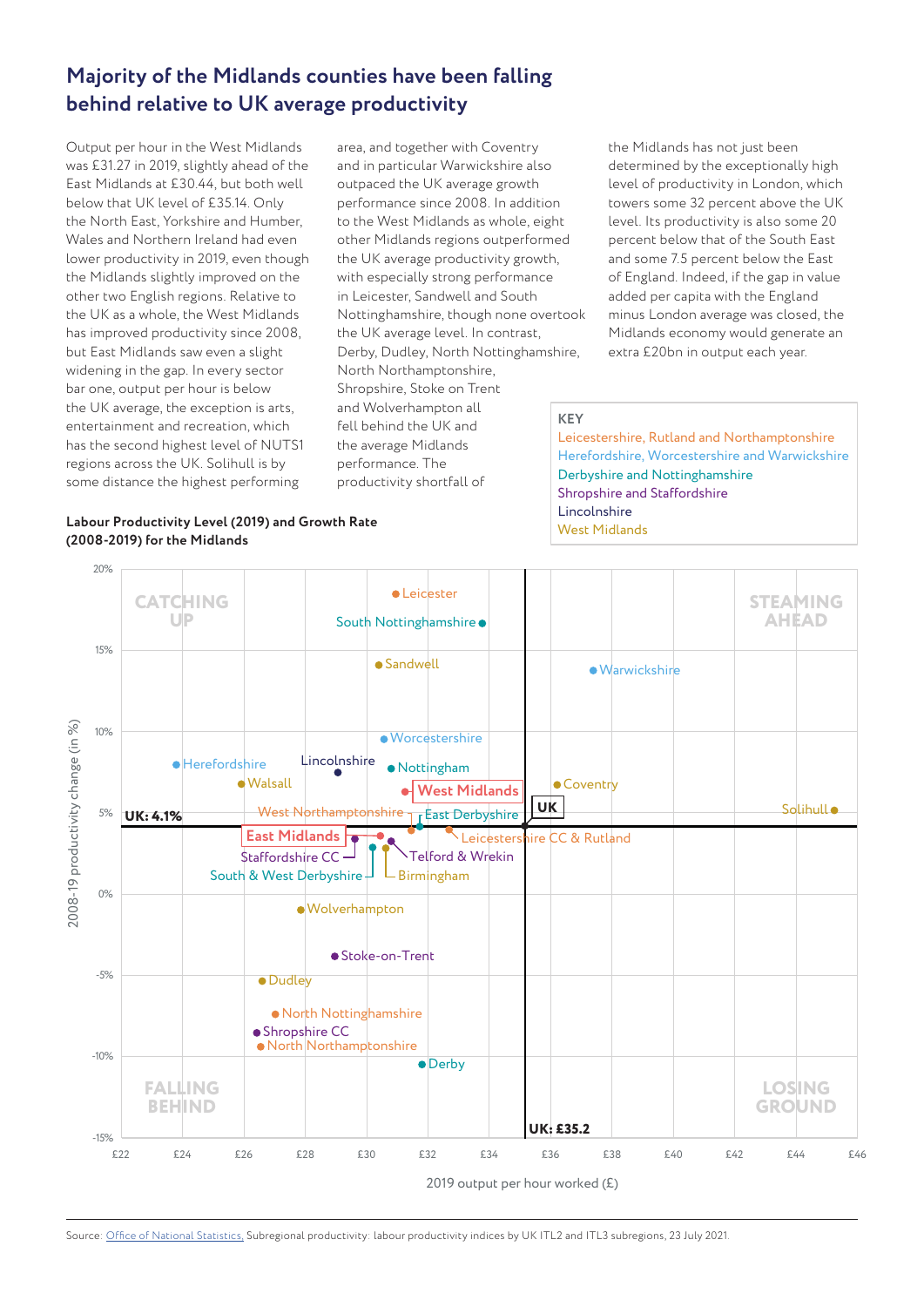## Majority of the Midlands counties have been falling behind relative to UK average productivity

Output per hour in the West Midlands was £31.27 in 2019, slightly ahead of the East Midlands at £30.44, but both well below that UK level of £35.14. Only the North East, Yorkshire and Humber, Wales and Northern Ireland had even lower productivity in 2019, even though the Midlands slightly improved on the other two English regions. Relative to the UK as a whole, the West Midlands has improved productivity since 2008, but East Midlands saw even a slight widening in the gap. In every sector bar one, output per hour is below the UK average, the exception is arts, entertainment and recreation, which has the second highest level of NUTS1 regions across the UK. Solihull is by some distance the highest performing area, and together with Coventry and in particular Warwickshire also outpaced the UK average growth performance since 2008. In addition to the West Midlands as whole, eight other Midlands regions outperformed the UK average productivity growth, with especially strong performance in Leicester, Sandwell and South Nottinghamshire, though none overtook the UK average level. In contrast, Derby, Dudley, North Nottinghamshire, North Northamptonshire, Shropshire, Stoke on Trent and Wolverhampton all fell behind the UK and the average Midlands performance. The productivity shortfall of the Midlands has not just been determined by the exceptionally high level of productivity in London, which towers some 32 percent above the UK level. Its productivity is also some 20 percent below that of the South East and some 7.5 percent below the East of England. Indeed, if the gap in value added per capita with the England minus London average was closed, the Midlands economy would generate an extra £20bn in output each year.

**Labour Productivity Level (2019) and Growth Rate (2008-2019) for the Midlands**

KEY
- Leicestershire, Rutland and Northamptonshire
- Herefordshire, Worcestershire and Warwickshire
- Derbyshire and Nottinghamshire
- Shropshire and Staffordshire
- Lincolnshire
- West Midlands

Source: Office of National Statistics, Subregional productivity: labour productivity indices by UK ITL2 and ITL3 subregions, 23 July 2021.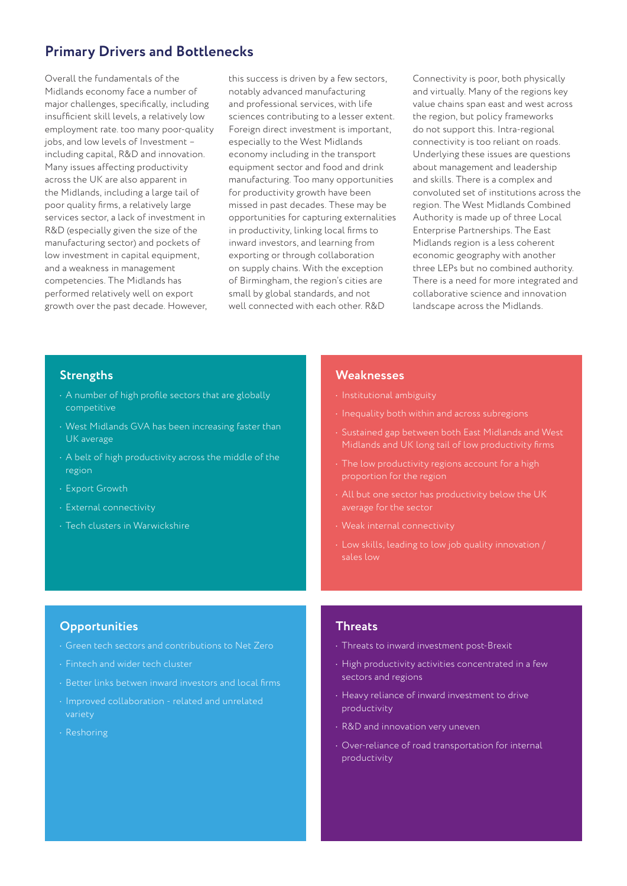## Primary Drivers and Bottlenecks

Overall the fundamentals of the Midlands economy face a number of major challenges, specifically, including insufficient skill levels, a relatively low employment rate. too many poor-quality jobs, and low levels of Investment – including capital, R&D and innovation. Many issues affecting productivity across the UK are also apparent in the Midlands, including a large tail of poor quality firms, a relatively large services sector, a lack of investment in R&D (especially given the size of the manufacturing sector) and pockets of low investment in capital equipment, and a weakness in management competencies. The Midlands has performed relatively well on export growth over the past decade. However, this success is driven by a few sectors, notably advanced manufacturing and professional services, with life sciences contributing to a lesser extent. Foreign direct investment is important, especially to the West Midlands economy including in the transport equipment sector and food and drink manufacturing. Too many opportunities for productivity growth have been missed in past decades. These may be opportunities for capturing externalities in productivity, linking local firms to inward investors, and learning from exporting or through collaboration on supply chains. With the exception of Birmingham, the region's cities are small by global standards, and not well connected with each other. R&D Connectivity is poor, both physically and virtually. Many of the regions key value chains span east and west across the region, but policy frameworks do not support this. Intra-regional connectivity is too reliant on roads. Underlying these issues are questions about management and leadership and skills. There is a complex and convoluted set of institutions across the region. The West Midlands Combined Authority is made up of three Local Enterprise Partnerships. The East Midlands region is a less coherent economic geography with another three LEPs but no combined authority. There is a need for more integrated and collaborative science and innovation landscape across the Midlands.

### Strengths

- A number of high profile sectors that are globally competitive
- West Midlands GVA has been increasing faster than UK average
- A belt of high productivity across the middle of the region
- Export Growth
- External connectivity
- Tech clusters in Warwickshire

### Weaknesses

- Institutional ambiguity
- Inequality both within and across subregions
- Sustained gap between both East Midlands and West Midlands and UK long tail of low productivity firms
- The low productivity regions account for a high proportion for the region
- All but one sector has productivity below the UK average for the sector
- Weak internal connectivity
- Low skills, leading to low job quality innovation / sales low

### Opportunities

- Green tech sectors and contributions to Net Zero
- Fintech and wider tech cluster
- Better links betwen inward investors and local firms
- Improved collaboration - related and unrelated variety
- Reshoring

### Threats

- Threats to inward investment post-Brexit
- High productivity activities concentrated in a few sectors and regions
- Heavy reliance of inward investment to drive productivity
- R&D and innovation very uneven
- Over-reliance of road transportation for internal productivity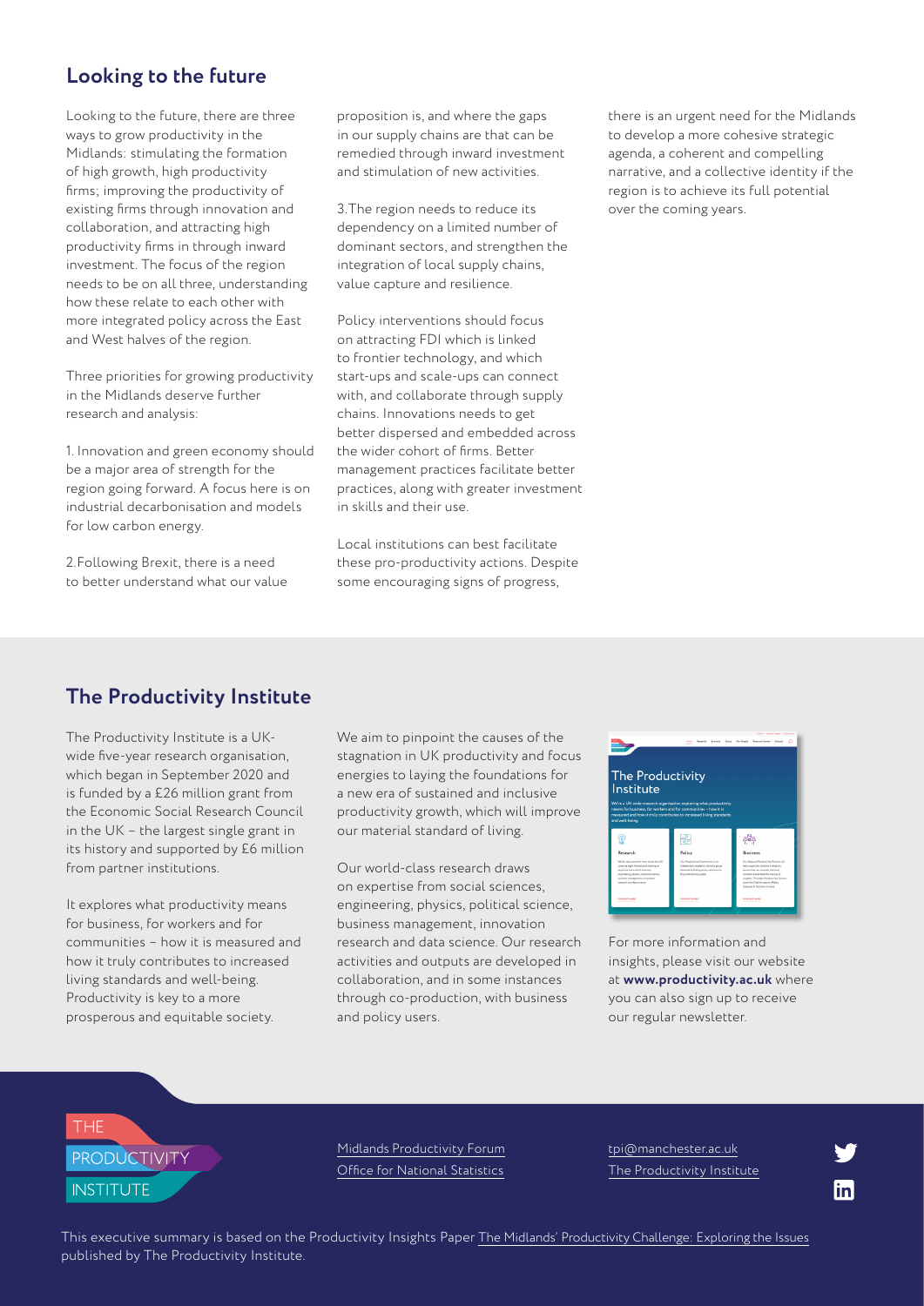## Looking to the future

Looking to the future, there are three ways to grow productivity in the Midlands: stimulating the formation of high growth, high productivity firms; improving the productivity of existing firms through innovation and collaboration, and attracting high productivity firms in through inward investment. The focus of the region needs to be on all three, understanding how these relate to each other with more integrated policy across the East and West halves of the region.

Three priorities for growing productivity in the Midlands deserve further research and analysis:

1. Innovation and green economy should be a major area of strength for the region going forward. A focus here is on industrial decarbonisation and models for low carbon energy.

2. Following Brexit, there is a need to better understand what our value proposition is, and where the gaps in our supply chains are that can be remedied through inward investment and stimulation of new activities.

3. The region needs to reduce its dependency on a limited number of dominant sectors, and strengthen the integration of local supply chains, value capture and resilience.

Policy interventions should focus on attracting FDI which is linked to frontier technology, and which start-ups and scale-ups can connect with, and collaborate through supply chains. Innovations needs to get better dispersed and embedded across the wider cohort of firms. Better management practices facilitate better practices, along with greater investment in skills and their use.

Local institutions can best facilitate these pro-productivity actions. Despite some encouraging signs of progress, there is an urgent need for the Midlands to develop a more cohesive strategic agenda, a coherent and compelling narrative, and a collective identity if the region is to achieve its full potential over the coming years.

## The Productivity Institute

The Productivity Institute is a UK-wide five-year research organisation, which began in September 2020 and is funded by a £26 million grant from the Economic Social Research Council in the UK – the largest single grant in its history and supported by £6 million from partner institutions.

It explores what productivity means for business, for workers and for communities – how it is measured and how it truly contributes to increased living standards and well-being. Productivity is key to a more prosperous and equitable society.

We aim to pinpoint the causes of the stagnation in UK productivity and focus energies to laying the foundations for a new era of sustained and inclusive productivity growth, which will improve our material standard of living.

Our world-class research draws on expertise from social sciences, engineering, physics, political science, business management, innovation research and data science. Our research activities and outputs are developed in collaboration, and in some instances through co-production, with business and policy users.

For more information and insights, please visit our website at **www.productivity.ac.uk** where you can also sign up to receive our regular newsletter.

THE PRODUCTIVITY INSTITUTE

Midlands Productivity Forum
Office for National Statistics

tpi@manchester.ac.uk
The Productivity Institute

This executive summary is based on the Productivity Insights Paper The Midlands' Productivity Challenge: Exploring the Issues published by The Productivity Institute.